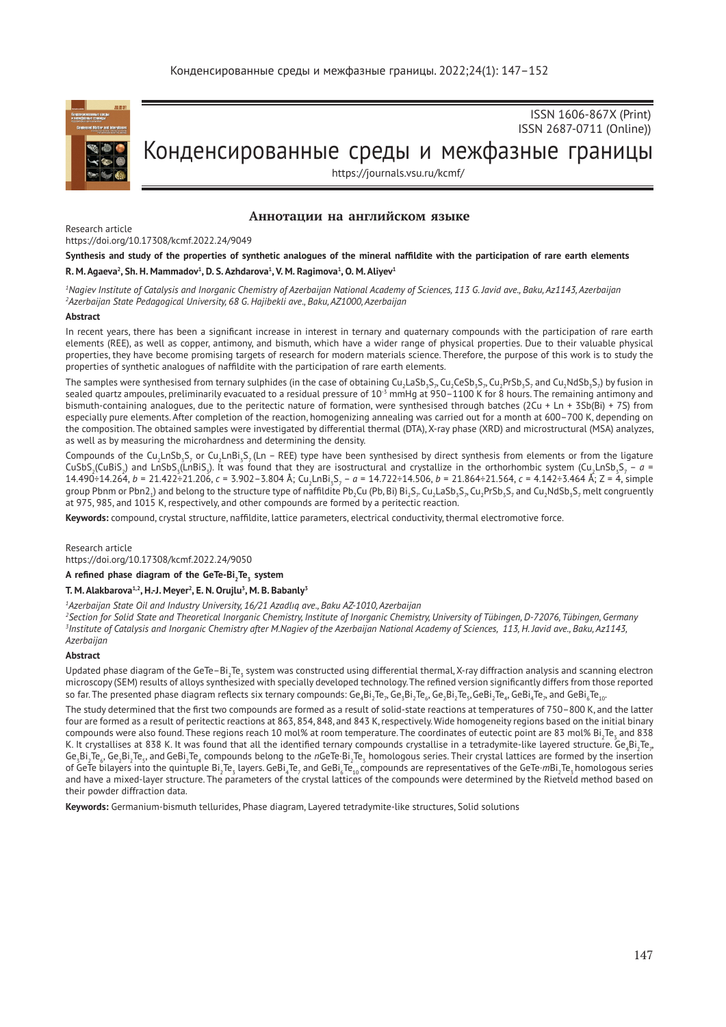ISSN 1606-867X (Print)
ISSN 2687-0711 (Online))

# Конденсированные среды и межфазные границы

https://journals.vsu.ru/kcmf/

## Аннотации на английском языке

Research article
https://doi.org/10.17308/kcmf.2022.24/9049

### Synthesis and study of the properties of synthetic analogues of the mineral naffildite with the participation of rare earth elements

**R. M. Agaeva[2], Sh. H. Mammadov[1], D. S. Azhdarova[1], V. M. Ragimova[1], O. M. Aliyev[1]**

*[1]Nagiev Institute of Catalysis and Inorganic Chemistry of Azerbaijan National Academy of Sciences, 113 G. Javid ave., Baku, Az1143, Azerbaijan*
*[2]Azerbaijan State Pedagogical University, 68 G. Hajibekli ave., Baku, AZ1000, Azerbaijan*

**Abstract**

In recent years, there has been a significant increase in interest in ternary and quaternary compounds with the participation of rare earth elements (REE), as well as copper, antimony, and bismuth, which have a wider range of physical properties. Due to their valuable physical properties, they have become promising targets of research for modern materials science. Therefore, the purpose of this work is to study the properties of synthetic analogues of naffildite with the participation of rare earth elements.

The samples were synthesised from ternary sulphides (in the case of obtaining $Cu_2LaSb_3S_7$, $Cu_2CeSb_3S_7$, $Cu_2PrSb_3S_7$ and $Cu_2NdSb_3S_7$) by fusion in sealed quartz ampoules, preliminarily evacuated to a residual pressure of $10^{-3}$ mmHg at 950–1100 K for 8 hours. The remaining antimony and bismuth-containing analogues, due to the peritectic nature of formation, were synthesised through batches (2Cu + Ln + 3Sb(Bi) + 7S) from especially pure elements. After completion of the reaction, homogenizing annealing was carried out for a month at 600–700 K, depending on the composition. The obtained samples were investigated by differential thermal (DTA), X-ray phase (XRD) and microstructural (MSA) analyzes, as well as by measuring the microhardness and determining the density.

Compounds of the $Cu_2LnSb_3S_7$ or $Cu_2LnBi_3S_7$ (Ln – REE) type have been synthesised by direct synthesis from elements or from the ligature $CuSbS_2$($CuBiS_2$) and $LnSbS_3$($LnBiS_3$). It was found that they are isostructural and crystallize in the orthorhombic system ($Cu_2LnSb_3S_7$ – $a$ = 14.490÷14.264, $b$ = 21.422÷21.206, $c$ = 3.902–3.804 Å; $Cu_2LnBi_3S_7$ – $a$ = 14.722÷14.506, $b$ = 21.864÷21.564, $c$ = 4.142÷3.464 Å; Z = 4, simple group Pbnm or $Pbn2_1$) and belong to the structure type of naffildite $Pb_2Cu$ (Pb, Bi) $Bi_2S_7$. $Cu_2LaSb_3S_7$, $Cu_2PrSb_3S_7$ and $Cu_2NdSb_3S_7$ melt congruently at 975, 985, and 1015 K, respectively, and other compounds are formed by a peritectic reaction.

**Keywords:** compound, crystal structure, naffildite, lattice parameters, electrical conductivity, thermal electromotive force.

Research article
https://doi.org/10.17308/kcmf.2022.24/9050

### A refined phase diagram of the $GeTe-Bi_2Te_3$ system

**T. M. Alakbarova[1,2], H.-J. Meyer[2], E. N. Orujlu[3], M. B. Babanly[3]**

*[1]Azerbaijan State Oil and Industry University, 16/21 Azadlıq ave., Baku AZ-1010, Azerbaijan*
*[2]Section for Solid State and Theoretical Inorganic Chemistry, Institute of Inorganic Chemistry, University of Tübingen, D-72076, Tübingen, Germany*
*[3]Institute of Catalysis and Inorganic Chemistry after M.Nagiev of the Azerbaijan National Academy of Sciences, 113, H. Javid ave., Baku, Az1143, Azerbaijan*

**Abstract**

Updated phase diagram of the $GeTe–Bi_2Te_3$ system was constructed using differential thermal, X-ray diffraction analysis and scanning electron microscopy (SEM) results of alloys synthesized with specially developed technology. The refined version significantly differs from those reported so far. The presented phase diagram reflects six ternary compounds: $Ge_4Bi_2Te_7$, $Ge_3Bi_2Te_6$, $Ge_2Bi_2Te_5$, $GeBi_2Te_4$, $GeBi_4Te_7$, and $GeBi_6Te_{10}$.

The study determined that the first two compounds are formed as a result of solid-state reactions at temperatures of 750–800 K, and the latter four are formed as a result of peritectic reactions at 863, 854, 848, and 843 K, respectively. Wide homogeneity regions based on the initial binary compounds were also found. These regions reach 10 mol% at room temperature. The coordinates of eutectic point are 83 mol% $Bi_2Te_3$ and 838 K. It crystallises at 838 K. It was found that all the identified ternary compounds crystallise in a tetradymite-like layered structure. $Ge_4Bi_2Te_7$, $Ge_3Bi_2Te_6$, $Ge_2Bi_2Te_5$, and $GeBi_2Te_4$ compounds belong to the $n$GeTe·$Bi_2Te_3$ homologous series. Their crystal lattices are formed by the insertion of GeTe bilayers into the quintuple $Bi_2Te_3$ layers. $GeBi_4Te_7$ and $GeBi_6Te_{10}$ compounds are representatives of the GeTe·$m$$Bi_2Te_3$ homologous series and have a mixed-layer structure. The parameters of the crystal lattices of the compounds were determined by the Rietveld method based on their powder diffraction data.

**Keywords:** Germanium-bismuth tellurides, Phase diagram, Layered tetradymite-like structures, Solid solutions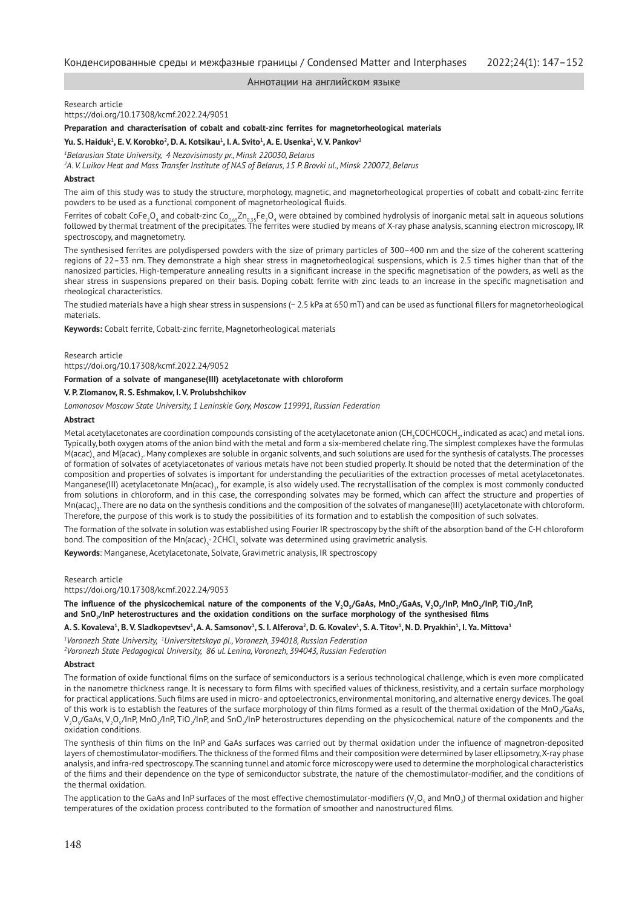## Аннотации на английском языке

Research article
https://doi.org/10.17308/kcmf.2022.24/9051

**Preparation and characterisation of cobalt and cobalt-zinc ferrites for magnetorheological materials**

**Yu. S. Haiduk[1], E. V. Korobko[2], D. A. Kotsikau[1], I. A. Svito[1], A. E. Usenka[1], V. V. Pankov[1]**

*[1]Belarusian State University, 4 Nezavisimosty pr., Minsk 220030, Belarus*
*[2]A. V. Luikov Heat and Mass Transfer Institute of NAS of Belarus, 15 P. Brovki ul., Minsk 220072, Belarus*

**Abstract**

The aim of this study was to study the structure, morphology, magnetic, and magnetorheological properties of cobalt and cobalt-zinc ferrite powders to be used as a functional component of magnetorheological fluids.

Ferrites of cobalt $CoFe_2O_4$ and cobalt-zinc $Co_{0.65}Zn_{0.35}Fe_2O_4$ were obtained by combined hydrolysis of inorganic metal salt in aqueous solutions followed by thermal treatment of the precipitates. The ferrites were studied by means of X-ray phase analysis, scanning electron microscopy, IR spectroscopy, and magnetometry.

The synthesised ferrites are polydispersed powders with the size of primary particles of 300–400 nm and the size of the coherent scattering regions of 22–33 nm. They demonstrate a high shear stress in magnetorheological suspensions, which is 2.5 times higher than that of the nanosized particles. High-temperature annealing results in a significant increase in the specific magnetisation of the powders, as well as the shear stress in suspensions prepared on their basis. Doping cobalt ferrite with zinc leads to an increase in the specific magnetisation and rheological characteristics.

The studied materials have a high shear stress in suspensions (~ 2.5 kPa at 650 mT) and can be used as functional fillers for magnetorheological materials.

**Keywords:** Cobalt ferrite, Cobalt-zinc ferrite, Magnetorheological materials

Research article
https://doi.org/10.17308/kcmf.2022.24/9052

**Formation of a solvate of manganese(III) acetylacetonate with chloroform**

**V. P. Zlomanov, R. S. Eshmakov, I. V. Prolubshchikov**

*Lomonosov Moscow State University, 1 Leninskie Gory, Moscow 119991, Russian Federation*

**Abstract**

Metal acetylacetonates are coordination compounds consisting of the acetylacetonate anion ($CH_3COCHCOCH_3$, indicated as acac) and metal ions. Typically, both oxygen atoms of the anion bind with the metal and form a six-membered chelate ring. The simplest complexes have the formulas $M(acac)_3$ and $M(acac)_2$. Many complexes are soluble in organic solvents, and such solutions are used for the synthesis of catalysts. The processes of formation of solvates of acetylacetonates of various metals have not been studied properly. It should be noted that the determination of the composition and properties of solvates is important for understanding the peculiarities of the extraction processes of metal acetylacetonates. Manganese(III) acetylacetonate $Mn(acac)_3$, for example, is also widely used. The recrystallisation of the complex is most commonly conducted from solutions in chloroform, and in this case, the corresponding solvates may be formed, which can affect the structure and properties of $Mn(acac)_3$. There are no data on the synthesis conditions and the composition of the solvates of manganese(III) acetylacetonate with chloroform. Therefore, the purpose of this work is to study the possibilities of its formation and to establish the composition of such solvates.

The formation of the solvate in solution was established using Fourier IR spectroscopy by the shift of the absorption band of the C-H chloroform bond. The composition of the $Mn(acac)_3 \cdot 2CHCl_3$ solvate was determined using gravimetric analysis.

**Keywords**: Manganese, Acetylacetonate, Solvate, Gravimetric analysis, IR spectroscopy

Research article
https://doi.org/10.17308/kcmf.2022.24/9053

**The influence of the physicochemical nature of the components of the $V_2O_5$/GaAs, $MnO_2$/GaAs, $V_2O_5$/InP, $MnO_2$/InP, $TiO_2$/InP, and $SnO_2$/InP heterostructures and the oxidation conditions on the surface morphology of the synthesised films**

**A. S. Kovaleva[1], B. V. Sladkopevtsev[1], A. A. Samsonov[1], S. I. Alferova[2], D. G. Kovalev[1], S. A. Titov[1], N. D. Pryakhin[1], I. Ya. Mittova[1]**

*[1]Voronezh State University, [1]Universitetskaya pl., Voronezh, 394018, Russian Federation*
*[2]Voronezh State Pedagogical University, 86 ul. Lenina, Voronezh, 394043, Russian Federation*

**Abstract**

The formation of oxide functional films on the surface of semiconductors is a serious technological challenge, which is even more complicated in the nanometre thickness range. It is necessary to form films with specified values of thickness, resistivity, and a certain surface morphology for practical applications. Such films are used in micro- and optoelectronics, environmental monitoring, and alternative energy devices. The goal of this work is to establish the features of the surface morphology of thin films formed as a result of the thermal oxidation of the $MnO_2$/GaAs, $V_2O_5$/GaAs, $V_2O_5$/InP, $MnO_2$/InP, $TiO_2$/InP, and $SnO_2$/InP heterostructures depending on the physicochemical nature of the components and the oxidation conditions.

The synthesis of thin films on the InP and GaAs surfaces was carried out by thermal oxidation under the influence of magnetron-deposited layers of chemostimulator-modifiers. The thickness of the formed films and their composition were determined by laser ellipsometry, X-ray phase analysis, and infra-red spectroscopy. The scanning tunnel and atomic force microscopy were used to determine the morphological characteristics of the films and their dependence on the type of semiconductor substrate, the nature of the chemostimulator-modifier, and the conditions of the thermal oxidation.

The application to the GaAs and InP surfaces of the most effective chemostimulator-modifiers ($V_2O_5$ and $MnO_2$) of thermal oxidation and higher temperatures of the oxidation process contributed to the formation of smoother and nanostructured films.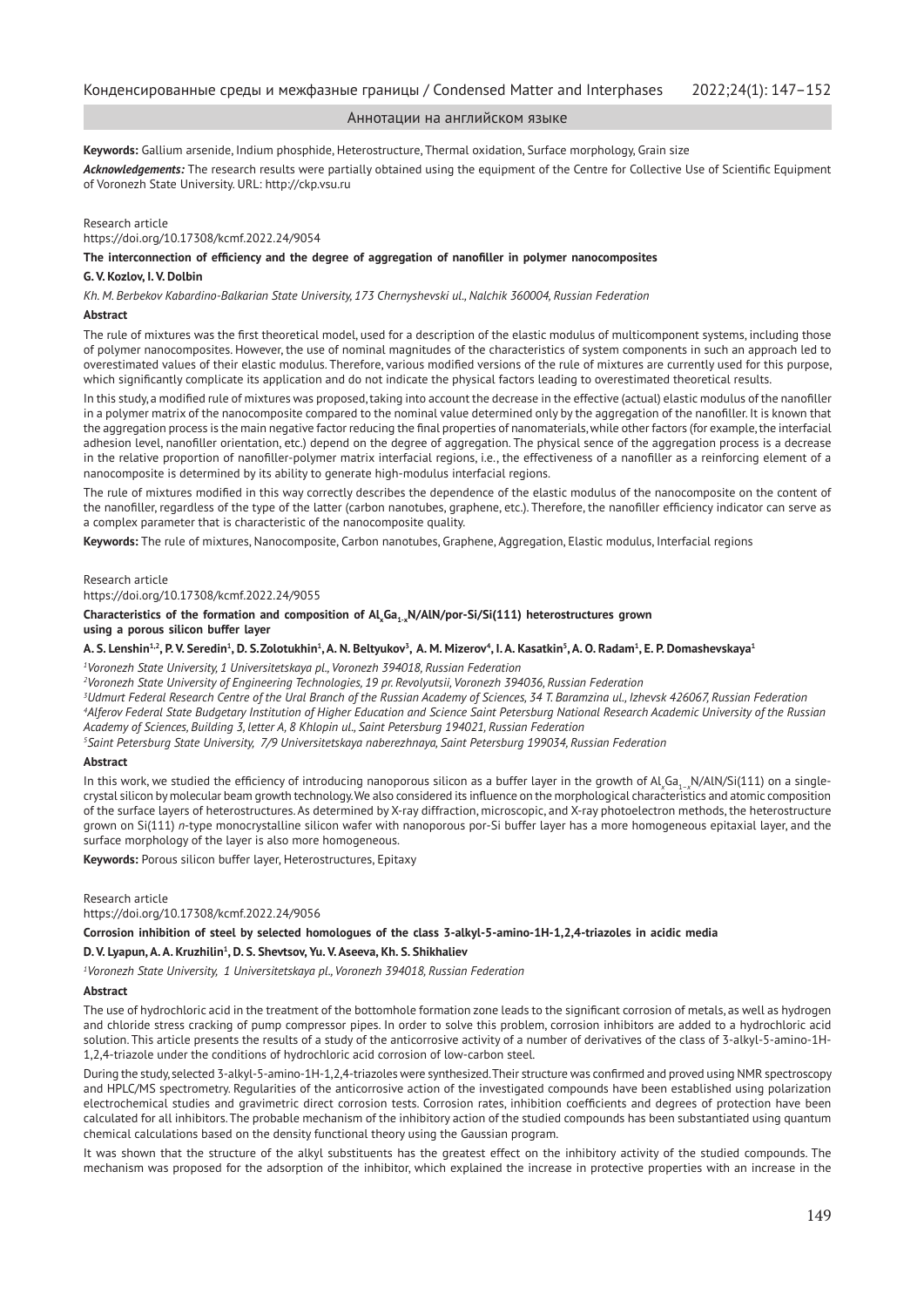**Keywords:** Gallium arsenide, Indium phosphide, Heterostructure, Thermal oxidation, Surface morphology, Grain size

***Acknowledgements:*** The research results were partially obtained using the equipment of the Centre for Collective Use of Scientific Equipment of Voronezh State University. URL: http://ckp.vsu.ru

Research article
https://doi.org/10.17308/kcmf.2022.24/9054

**The interconnection of efficiency and the degree of aggregation of nanofiller in polymer nanocomposites**

**G. V. Kozlov, I. V. Dolbin**

*Kh. M. Berbekov Kabardino-Balkarian State University, 173 Chernyshevski ul., Nalchik 360004, Russian Federation*

**Abstract**

The rule of mixtures was the first theoretical model, used for a description of the elastic modulus of multicomponent systems, including those of polymer nanocomposites. However, the use of nominal magnitudes of the characteristics of system components in such an approach led to overestimated values of their elastic modulus. Therefore, various modified versions of the rule of mixtures are currently used for this purpose, which significantly complicate its application and do not indicate the physical factors leading to overestimated theoretical results.

In this study, a modified rule of mixtures was proposed, taking into account the decrease in the effective (actual) elastic modulus of the nanofiller in a polymer matrix of the nanocomposite compared to the nominal value determined only by the aggregation of the nanofiller. It is known that the aggregation process is the main negative factor reducing the final properties of nanomaterials, while other factors (for example, the interfacial adhesion level, nanofiller orientation, etc.) depend on the degree of aggregation. The physical sence of the aggregation process is a decrease in the relative proportion of nanofiller-polymer matrix interfacial regions, i.e., the effectiveness of a nanofiller as a reinforcing element of a nanocomposite is determined by its ability to generate high-modulus interfacial regions.

The rule of mixtures modified in this way correctly describes the dependence of the elastic modulus of the nanocomposite on the content of the nanofiller, regardless of the type of the latter (carbon nanotubes, graphene, etc.). Therefore, the nanofiller efficiency indicator can serve as a complex parameter that is characteristic of the nanocomposite quality.

**Keywords:** The rule of mixtures, Nanocomposite, Carbon nanotubes, Graphene, Aggregation, Elastic modulus, Interfacial regions

Research article
https://doi.org/10.17308/kcmf.2022.24/9055

**Characteristics of the formation and composition of $Al_xGa_{1-x}N$/AlN/por-Si/Si(111) heterostructures grown using a porous silicon buffer layer**

**A. S. Lenshin[1,2], P. V. Seredin[1], D. S. Zolotukhin[1], A. N. Beltyukov[3], A. M. Mizerov[4], I. A. Kasatkin[5], A. O. Radam[1], E. P. Domashevskaya[1]**

*[1]Voronezh State University, 1 Universitetskaya pl., Voronezh 394018, Russian Federation*

*[2]Voronezh State University of Engineering Technologies, 19 pr. Revolyutsii, Voronezh 394036, Russian Federation*

*[3]Udmurt Federal Research Centre of the Ural Branch of the Russian Academy of Sciences, 34 T. Baramzina ul., Izhevsk 426067, Russian Federation*

*[4]Alferov Federal State Budgetary Institution of Higher Education and Science Saint Petersburg National Research Academic University of the Russian Academy of Sciences, Building 3, letter A, 8 Khlopin ul., Saint Petersburg 194021, Russian Federation*

*[5]Saint Petersburg State University, 7/9 Universitetskaya naberezhnaya, Saint Petersburg 199034, Russian Federation*

**Abstract**

In this work, we studied the efficiency of introducing nanoporous silicon as a buffer layer in the growth of $Al_xGa_{1-x}N$/AlN/Si(111) on a single-crystal silicon by molecular beam growth technology. We also considered its influence on the morphological characteristics and atomic composition of the surface layers of heterostructures. As determined by X-ray diffraction, microscopic, and X-ray photoelectron methods, the heterostructure grown on Si(111) *n*-type monocrystalline silicon wafer with nanoporous por-Si buffer layer has a more homogeneous epitaxial layer, and the surface morphology of the layer is also more homogeneous.

**Keywords:** Porous silicon buffer layer, Heterostructures, Epitaxy

Research article
https://doi.org/10.17308/kcmf.2022.24/9056

**Corrosion inhibition of steel by selected homologues of the class 3-alkyl-5-amino-1H-1,2,4-triazoles in acidic media**

**D. V. Lyapun, A. A. Kruzhilin[1], D. S. Shevtsov, Yu. V. Aseeva, Kh. S. Shikhaliev**

*[1]Voronezh State University, 1 Universitetskaya pl., Voronezh 394018, Russian Federation*

**Abstract**

The use of hydrochloric acid in the treatment of the bottomhole formation zone leads to the significant corrosion of metals, as well as hydrogen and chloride stress cracking of pump compressor pipes. In order to solve this problem, corrosion inhibitors are added to a hydrochloric acid solution. This article presents the results of a study of the anticorrosive activity of a number of derivatives of the class of 3-alkyl-5-amino-1H-1,2,4-triazole under the conditions of hydrochloric acid corrosion of low-carbon steel.

During the study, selected 3-alkyl-5-amino-1H-1,2,4-triazoles were synthesized. Their structure was confirmed and proved using NMR spectroscopy and HPLC/MS spectrometry. Regularities of the anticorrosive action of the investigated compounds have been established using polarization electrochemical studies and gravimetric direct corrosion tests. Corrosion rates, inhibition coefficients and degrees of protection have been calculated for all inhibitors. The probable mechanism of the inhibitory action of the studied compounds has been substantiated using quantum chemical calculations based on the density functional theory using the Gaussian program.

It was shown that the structure of the alkyl substituents has the greatest effect on the inhibitory activity of the studied compounds. The mechanism was proposed for the adsorption of the inhibitor, which explained the increase in protective properties with an increase in the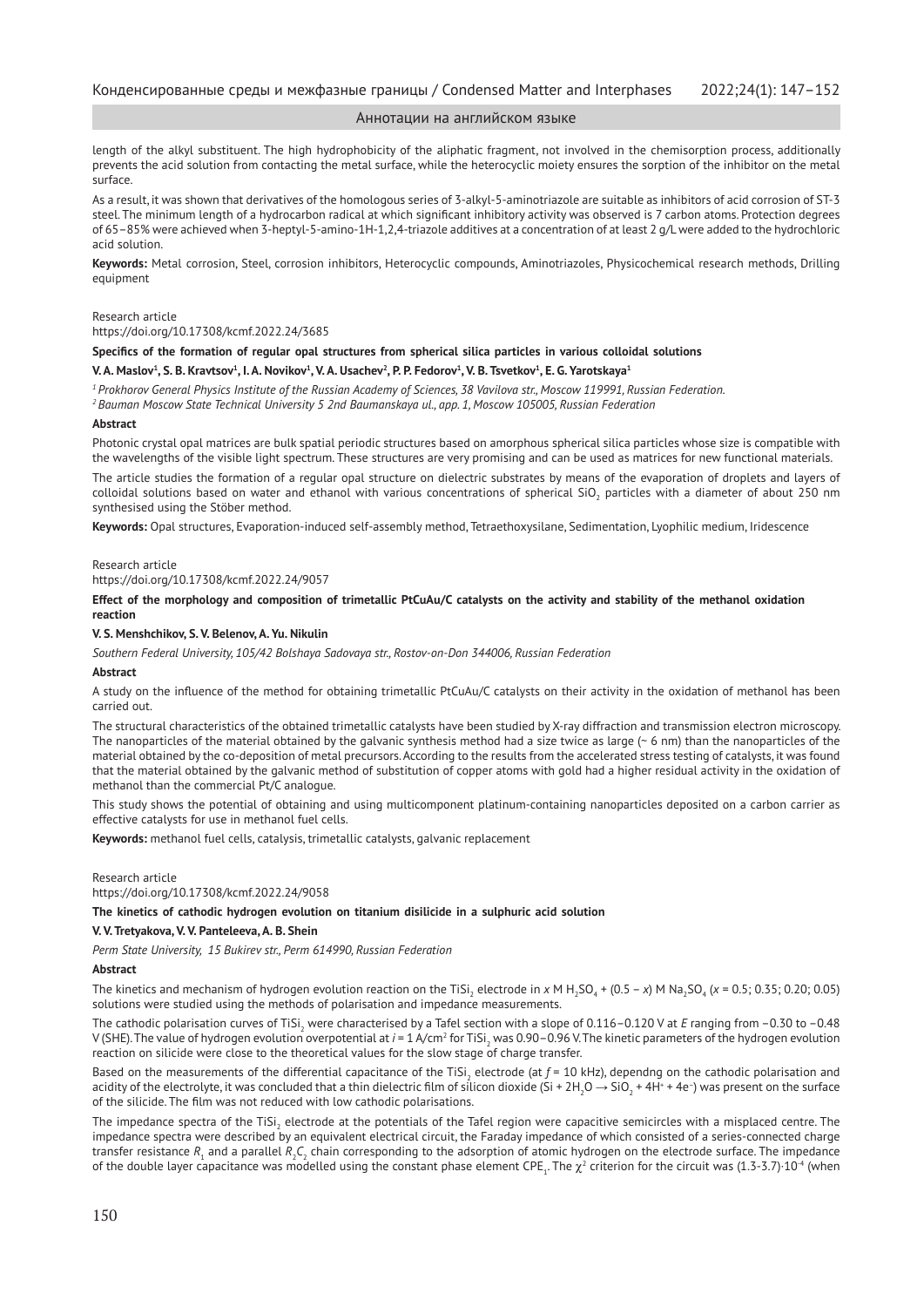length of the alkyl substituent. The high hydrophobicity of the aliphatic fragment, not involved in the chemisorption process, additionally prevents the acid solution from contacting the metal surface, while the heterocyclic moiety ensures the sorption of the inhibitor on the metal surface.

As a result, it was shown that derivatives of the homologous series of 3-alkyl-5-aminotriazole are suitable as inhibitors of acid corrosion of ST-3 steel. The minimum length of a hydrocarbon radical at which significant inhibitory activity was observed is 7 carbon atoms. Protection degrees of 65–85% were achieved when 3-heptyl-5-amino-1H-1,2,4-triazole additives at a concentration of at least 2 g/L were added to the hydrochloric acid solution.

**Keywords:** Metal corrosion, Steel, corrosion inhibitors, Heterocyclic compounds, Aminotriazoles, Physicochemical research methods, Drilling equipment

Research article
https://doi.org/10.17308/kcmf.2022.24/3685

**Specifics of the formation of regular opal structures from spherical silica particles in various colloidal solutions**

**V. A. Maslov[1], S. B. Kravtsov[1], I. A. Novikov[1], V. A. Usachev[2], P. P. Fedorov[1], V. B. Tsvetkov[1], E. G. Yarotskaya[1]**

*[1] Prokhorov General Physics Institute of the Russian Academy of Sciences, 38 Vavilova str., Moscow 119991, Russian Federation.*
*[2] Bauman Moscow State Technical University 5 2nd Baumanskaya ul., app. 1, Moscow 105005, Russian Federation*

**Abstract**

Photonic crystal opal matrices are bulk spatial periodic structures based on amorphous spherical silica particles whose size is compatible with the wavelengths of the visible light spectrum. These structures are very promising and can be used as matrices for new functional materials.

The article studies the formation of a regular opal structure on dielectric substrates by means of the evaporation of droplets and layers of colloidal solutions based on water and ethanol with various concentrations of spherical $SiO_2$ particles with a diameter of about 250 nm synthesised using the Stöber method.

**Keywords:** Opal structures, Evaporation-induced self-assembly method, Tetraethoxysilane, Sedimentation, Lyophilic medium, Iridescence

Research article
https://doi.org/10.17308/kcmf.2022.24/9057

**Effect of the morphology and composition of trimetallic PtCuAu/C catalysts on the activity and stability of the methanol oxidation reaction**

**V. S. Menshchikov, S. V. Belenov, A. Yu. Nikulin**

*Southern Federal University, 105/42 Bolshaya Sadovaya str., Rostov-on-Don 344006, Russian Federation*

**Abstract**

A study on the influence of the method for obtaining trimetallic PtCuAu/C catalysts on their activity in the oxidation of methanol has been carried out.

The structural characteristics of the obtained trimetallic catalysts have been studied by X-ray diffraction and transmission electron microscopy. The nanoparticles of the material obtained by the galvanic synthesis method had a size twice as large (~ 6 nm) than the nanoparticles of the material obtained by the co-deposition of metal precursors. According to the results from the accelerated stress testing of catalysts, it was found that the material obtained by the galvanic method of substitution of copper atoms with gold had a higher residual activity in the oxidation of methanol than the commercial Pt/C analogue.

This study shows the potential of obtaining and using multicomponent platinum-containing nanoparticles deposited on a carbon carrier as effective catalysts for use in methanol fuel cells.

**Keywords:** methanol fuel cells, catalysis, trimetallic catalysts, galvanic replacement

Research article
https://doi.org/10.17308/kcmf.2022.24/9058

**The kinetics of cathodic hydrogen evolution on titanium disilicide in a sulphuric acid solution**

**V. V. Tretyakova, V. V. Panteleeva, A. B. Shein**

*Perm State University, 15 Bukirev str., Perm 614990, Russian Federation*

**Abstract**

The kinetics and mechanism of hydrogen evolution reaction on the $TiSi_2$ electrode in *x* M $H_2SO_4$ + (0.5 – *x*) M $Na_2SO_4$ (*x* = 0.5; 0.35; 0.20; 0.05) solutions were studied using the methods of polarisation and impedance measurements.

The cathodic polarisation curves of $TiSi_2$ were characterised by a Tafel section with a slope of 0.116–0.120 V at *E* ranging from –0.30 to –0.48 V (SHE). The value of hydrogen evolution overpotential at $i$ = 1 A/cm² for $TiSi_2$ was 0.90–0.96 V. The kinetic parameters of the hydrogen evolution reaction on silicide were close to the theoretical values for the slow stage of charge transfer.

Based on the measurements of the differential capacitance of the $TiSi_2$ electrode (at $f$ = 10 kHz), dependng on the cathodic polarisation and acidity of the electrolyte, it was concluded that a thin dielectric film of silicon dioxide ($Si + 2H_2O \rightarrow SiO_2 + 4H^+ + 4e^-$) was present on the surface of the silicide. The film was not reduced with low cathodic polarisations.

The impedance spectra of the $TiSi_2$ electrode at the potentials of the Tafel region were capacitive semicircles with a misplaced centre. The impedance spectra were described by an equivalent electrical circuit, the Faraday impedance of which consisted of a series-connected charge transfer resistance $R_1$ and a parallel $R_2C_2$ chain corresponding to the adsorption of atomic hydrogen on the electrode surface. The impedance of the double layer capacitance was modelled using the constant phase element $CPE_1$. The $\chi^2$ criterion for the circuit was (1.3-3.7)·$10^{-4}$ (when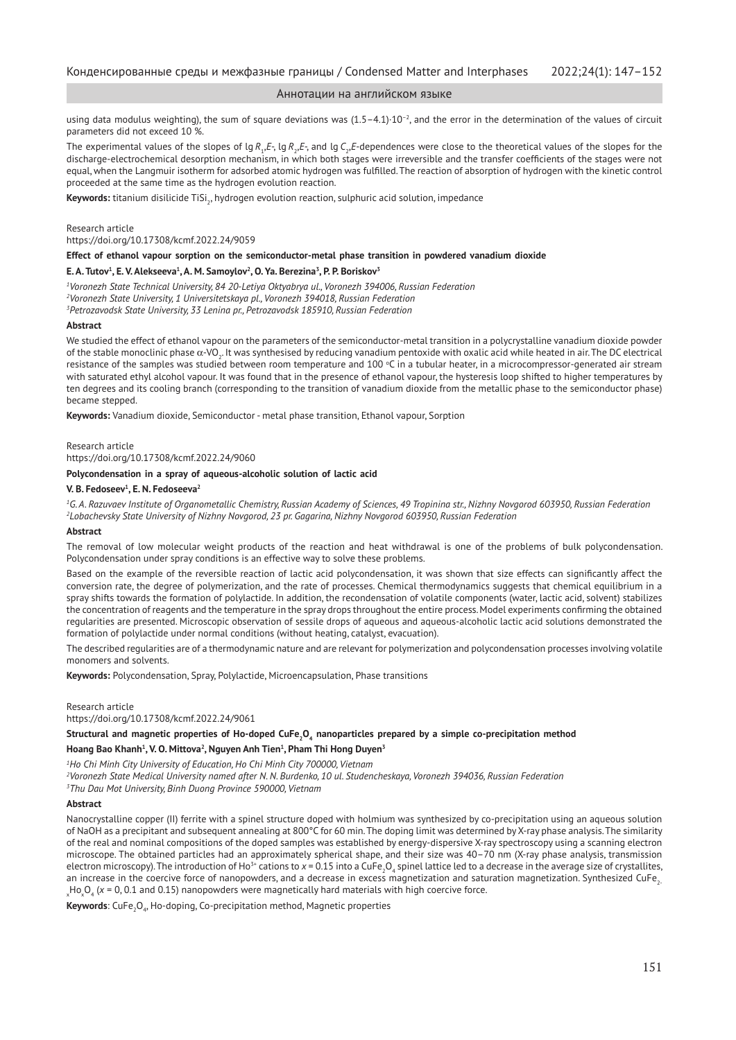using data modulus weighting), the sum of square deviations was $(1.5–4.1)\cdot10^{-2}$, and the error in the determination of the values of circuit parameters did not exceed 10 %.

The experimental values of the slopes of lg $R_1$,$E$-, lg $R_2$,$E$-, and lg $C_2$,$E$-dependences were close to the theoretical values of the slopes for the discharge-electrochemical desorption mechanism, in which both stages were irreversible and the transfer coefficients of the stages were not equal, when the Langmuir isotherm for adsorbed atomic hydrogen was fulfilled. The reaction of absorption of hydrogen with the kinetic control proceeded at the same time as the hydrogen evolution reaction.

**Keywords:** titanium disilicide $TiSi_2$, hydrogen evolution reaction, sulphuric acid solution, impedance

Research article
https://doi.org/10.17308/kcmf.2022.24/9059

**Effect of ethanol vapour sorption on the semiconductor-metal phase transition in powdered vanadium dioxide**

**E. A. Tutov[1], E. V. Alekseeva[1], A. M. Samoylov[2], O. Ya. Berezina[3], P. P. Boriskov[3]**

*[1]Voronezh State Technical University, 84 20-Letiya Oktyabrya ul., Voronezh 394006, Russian Federation*
*[2]Voronezh State University, 1 Universitetskaya pl., Voronezh 394018, Russian Federation*
*[3]Petrozavodsk State University, 33 Lenina pr., Petrozavodsk 185910, Russian Federation*

#### Abstract

We studied the effect of ethanol vapour on the parameters of the semiconductor-metal transition in a polycrystalline vanadium dioxide powder of the stable monoclinic phase $\alpha$-$VO_2$. It was synthesised by reducing vanadium pentoxide with oxalic acid while heated in air. The DC electrical resistance of the samples was studied between room temperature and 100 °C in a tubular heater, in a microcompressor-generated air stream with saturated ethyl alcohol vapour. It was found that in the presence of ethanol vapour, the hysteresis loop shifted to higher temperatures by ten degrees and its cooling branch (corresponding to the transition of vanadium dioxide from the metallic phase to the semiconductor phase) became stepped.

**Keywords:** Vanadium dioxide, Semiconductor - metal phase transition, Ethanol vapour, Sorption

Research article
https://doi.org/10.17308/kcmf.2022.24/9060

**Polycondensation in a spray of aqueous-alcoholic solution of lactic acid**

**V. B. Fedoseev[1], E. N. Fedoseeva[2]**

*[1]G. A. Razuvaev Institute of Organometallic Chemistry, Russian Academy of Sciences, 49 Tropinina str., Nizhny Novgorod 603950, Russian Federation*
*[2]Lobachevsky State University of Nizhny Novgorod, 23 pr. Gagarina, Nizhny Novgorod 603950, Russian Federation*

#### Abstract

The removal of low molecular weight products of the reaction and heat withdrawal is one of the problems of bulk polycondensation. Polycondensation under spray conditions is an effective way to solve these problems.

Based on the example of the reversible reaction of lactic acid polycondensation, it was shown that size effects can significantly affect the conversion rate, the degree of polymerization, and the rate of processes. Chemical thermodynamics suggests that chemical equilibrium in a spray shifts towards the formation of polylactide. In addition, the recondensation of volatile components (water, lactic acid, solvent) stabilizes the concentration of reagents and the temperature in the spray drops throughout the entire process. Model experiments confirming the obtained regularities are presented. Microscopic observation of sessile drops of aqueous and aqueous-alcoholic lactic acid solutions demonstrated the formation of polylactide under normal conditions (without heating, catalyst, evacuation).

The described regularities are of a thermodynamic nature and are relevant for polymerization and polycondensation processes involving volatile monomers and solvents.

**Keywords:** Polycondensation, Spray, Polylactide, Microencapsulation, Phase transitions

Research article
https://doi.org/10.17308/kcmf.2022.24/9061

**Structural and magnetic properties of Ho-doped $CuFe_2O_4$ nanoparticles prepared by a simple co-precipitation method**

**Hoang Bao Khanh[1], V. O. Mittova[2], Nguyen Anh Tien[1], Pham Thi Hong Duyen[3]**

*[1]Ho Chi Minh City University of Education, Ho Chi Minh City 700000, Vietnam*
*[2]Voronezh State Medical University named after N. N. Burdenko, 10 ul. Studencheskaya, Voronezh 394036, Russian Federation*
*[3]Thu Dau Mot University, Binh Duong Province 590000, Vietnam*

#### Abstract

Nanocrystalline copper (II) ferrite with a spinel structure doped with holmium was synthesized by co-precipitation using an aqueous solution of NaOH as a precipitant and subsequent annealing at 800°C for 60 min. The doping limit was determined by X-ray phase analysis. The similarity of the real and nominal compositions of the doped samples was established by energy-dispersive X-ray spectroscopy using a scanning electron microscope. The obtained particles had an approximately spherical shape, and their size was 40–70 nm (X-ray phase analysis, transmission electron microscopy). The introduction of $Ho^{3+}$ cations to $x = 0.15$ into a $CuFe_2O_4$ spinel lattice led to a decrease in the average size of crystallites, an increase in the coercive force of nanopowders, and a decrease in excess magnetization and saturation magnetization. Synthesized $CuFe_{2-x}Ho_xO_4$ ($x$ = 0, 0.1 and 0.15) nanopowders were magnetically hard materials with high coercive force.

**Keywords**: $CuFe_2O_4$, Ho-doping, Co-precipitation method, Magnetic properties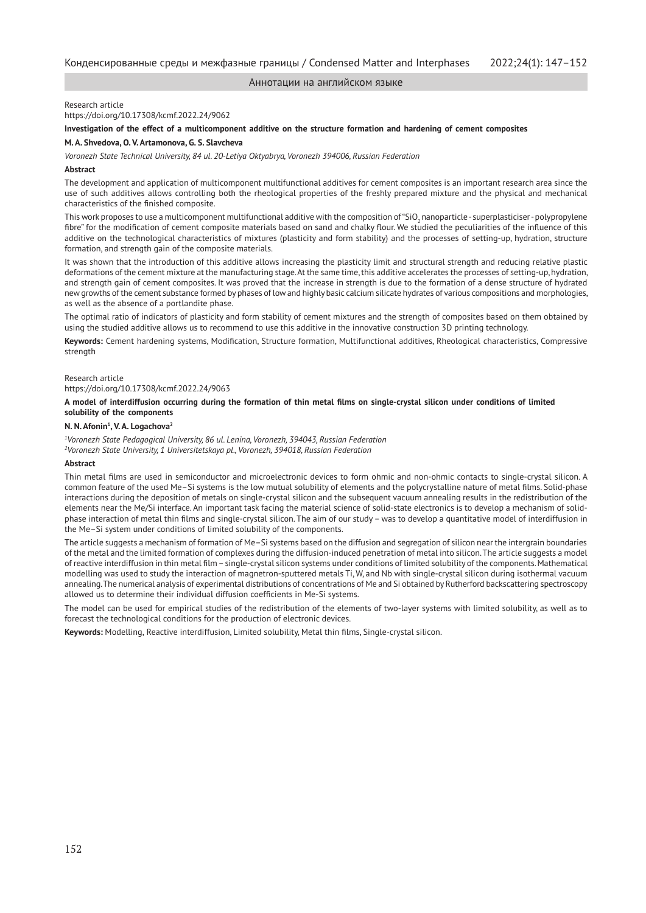## Аннотации на английском языке

Research article

https://doi.org/10.17308/kcmf.2022.24/9062

**Investigation of the effect of a multicomponent additive on the structure formation and hardening of cement composites**

**M. A. Shvedova, O. V. Artamonova, G. S. Slavcheva**

*Voronezh State Technical University, 84 ul. 20-Letiya Oktyabrya, Voronezh 394006, Russian Federation*

**Abstract**

The development and application of multicomponent multifunctional additives for cement composites is an important research area since the use of such additives allows controlling both the rheological properties of the freshly prepared mixture and the physical and mechanical characteristics of the finished composite.

This work proposes to use a multicomponent multifunctional additive with the composition of "$SiO_2$ nanoparticle - superplasticiser - polypropylene fibre" for the modification of cement composite materials based on sand and chalky flour. We studied the peculiarities of the influence of this additive on the technological characteristics of mixtures (plasticity and form stability) and the processes of setting-up, hydration, structure formation, and strength gain of the composite materials.

It was shown that the introduction of this additive allows increasing the plasticity limit and structural strength and reducing relative plastic deformations of the cement mixture at the manufacturing stage. At the same time, this additive accelerates the processes of setting-up, hydration, and strength gain of cement composites. It was proved that the increase in strength is due to the formation of a dense structure of hydrated new growths of the cement substance formed by phases of low and highly basic calcium silicate hydrates of various compositions and morphologies, as well as the absence of a portlandite phase.

The optimal ratio of indicators of plasticity and form stability of cement mixtures and the strength of composites based on them obtained by using the studied additive allows us to recommend to use this additive in the innovative construction 3D printing technology.

**Keywords:** Cement hardening systems, Modification, Structure formation, Multifunctional additives, Rheological characteristics, Compressive strength

Research article

https://doi.org/10.17308/kcmf.2022.24/9063

**A model of interdiffusion occurring during the formation of thin metal films on single-crystal silicon under conditions of limited solubility of the components**

**N. N. Afonin[1], V. A. Logachova[2]**

*[1]Voronezh State Pedagogical University, 86 ul. Lenina, Voronezh, 394043, Russian Federation*
*[2]Voronezh State University, 1 Universitetskaya pl., Voronezh, 394018, Russian Federation*

**Abstract**

Thin metal films are used in semiconductor and microelectronic devices to form ohmic and non-ohmic contacts to single-crystal silicon. A common feature of the used Me–Si systems is the low mutual solubility of elements and the polycrystalline nature of metal films. Solid-phase interactions during the deposition of metals on single-crystal silicon and the subsequent vacuum annealing results in the redistribution of the elements near the Me/Si interface. An important task facing the material science of solid-state electronics is to develop a mechanism of solid-phase interaction of metal thin films and single-crystal silicon. The aim of our study – was to develop a quantitative model of interdiffusion in the Me–Si system under conditions of limited solubility of the components.

The article suggests a mechanism of formation of Me–Si systems based on the diffusion and segregation of silicon near the intergrain boundaries of the metal and the limited formation of complexes during the diffusion-induced penetration of metal into silicon. The article suggests a model of reactive interdiffusion in thin metal film – single-crystal silicon systems under conditions of limited solubility of the components. Mathematical modelling was used to study the interaction of magnetron-sputtered metals Ti, W, and Nb with single-crystal silicon during isothermal vacuum annealing. The numerical analysis of experimental distributions of concentrations of Me and Si obtained by Rutherford backscattering spectroscopy allowed us to determine their individual diffusion coefficients in Me-Si systems.

The model can be used for empirical studies of the redistribution of the elements of two-layer systems with limited solubility, as well as to forecast the technological conditions for the production of electronic devices.

**Keywords:** Modelling, Reactive interdiffusion, Limited solubility, Metal thin films, Single-crystal silicon.